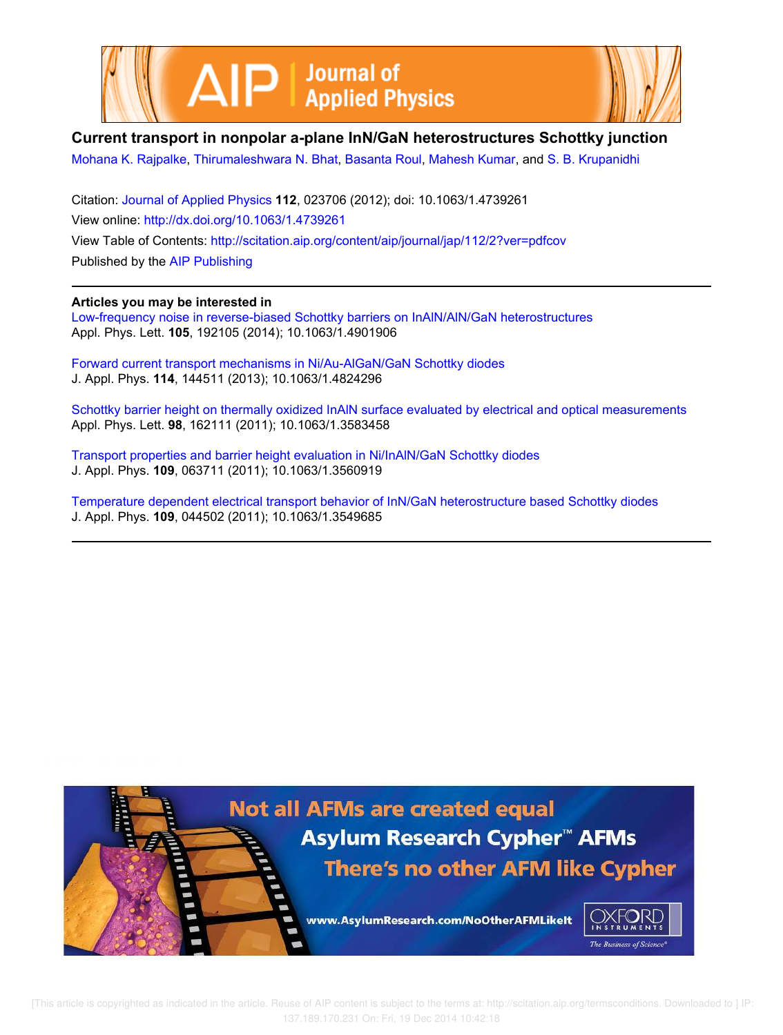# Current transport in nonpolar a-plane InN/GaN heterostructures Schottky junction

Mohana K. Rajpalke, Thirumaleshwara N. Bhat, Basanta Roul, Mahesh Kumar, and S. B. Krupanidhi

Citation: Journal of Applied Physics **112**, 023706 (2012); doi: 10.1063/1.4739261

View online: http://dx.doi.org/10.1063/1.4739261

View Table of Contents: http://scitation.aip.org/content/aip/journal/jap/112/2?ver=pdfcov

Published by the AIP Publishing

## Articles you may be interested in

Low-frequency noise in reverse-biased Schottky barriers on InAlN/AlN/GaN heterostructures
Appl. Phys. Lett. **105**, 192105 (2014); 10.1063/1.4901906

Forward current transport mechanisms in Ni/Au-AlGaN/GaN Schottky diodes
J. Appl. Phys. **114**, 144511 (2013); 10.1063/1.4824296

Schottky barrier height on thermally oxidized InAlN surface evaluated by electrical and optical measurements
Appl. Phys. Lett. **98**, 162111 (2011); 10.1063/1.3583458

Transport properties and barrier height evaluation in Ni/InAlN/GaN Schottky diodes
J. Appl. Phys. **109**, 063711 (2011); 10.1063/1.3560919

Temperature dependent electrical transport behavior of InN/GaN heterostructure based Schottky diodes
J. Appl. Phys. **109**, 044502 (2011); 10.1063/1.3549685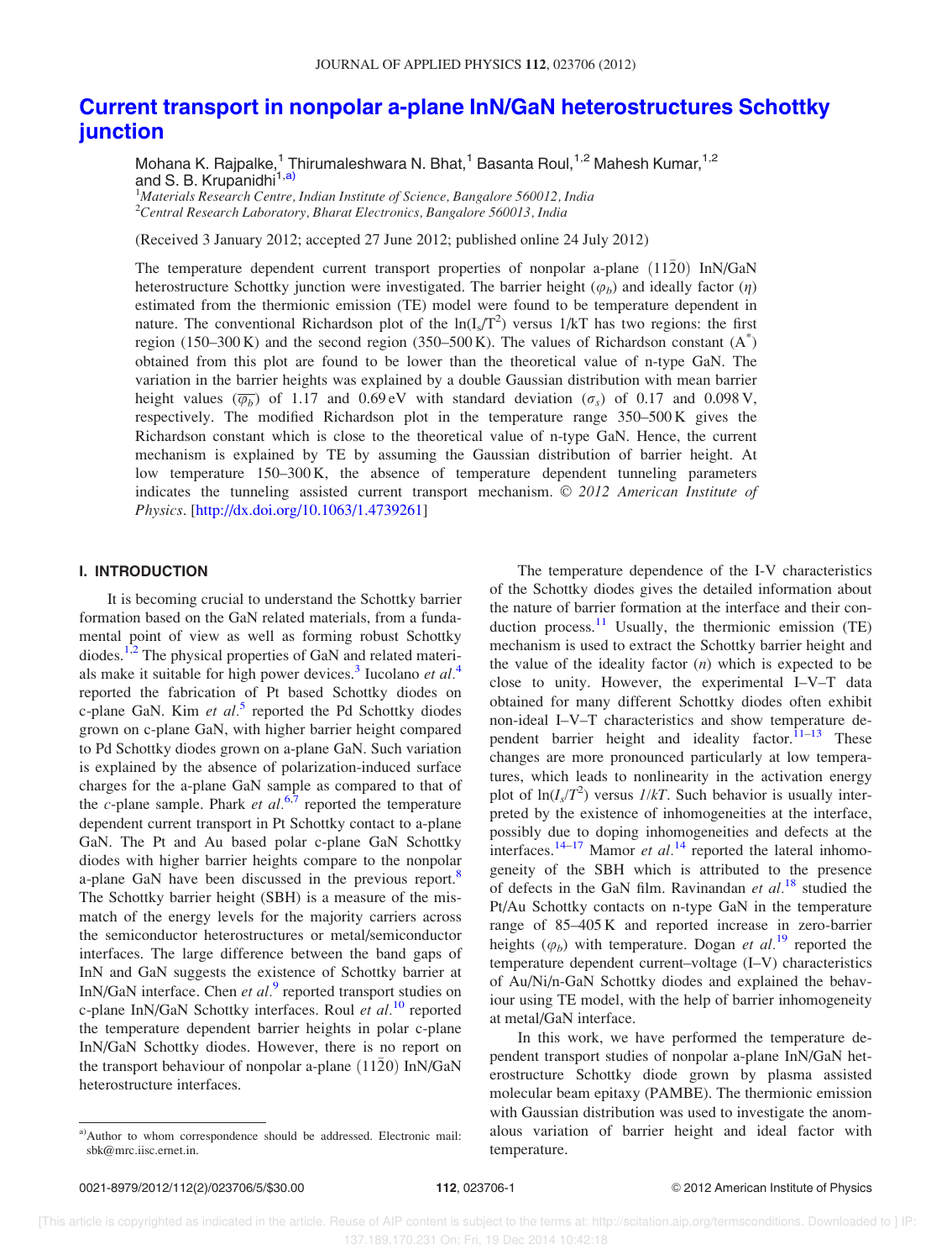# Current transport in nonpolar a-plane InN/GaN heterostructures Schottky junction

Mohana K. Rajpalke,[1] Thirumaleshwara N. Bhat,[1] Basanta Roul,[1,2] Mahesh Kumar,[1,2] and S. B. Krupanidhi[1,a)]

[1]*Materials Research Centre, Indian Institute of Science, Bangalore 560012, India*
[2]*Central Research Laboratory, Bharat Electronics, Bangalore 560013, India*

(Received 3 January 2012; accepted 27 June 2012; published online 24 July 2012)

The temperature dependent current transport properties of nonpolar a-plane $(11\bar{2}0)$ InN/GaN heterostructure Schottky junction were investigated. The barrier height ($\varphi_b$) and ideally factor ($\eta$) estimated from the thermionic emission (TE) model were found to be temperature dependent in nature. The conventional Richardson plot of the $\ln(I_s/T^2)$ versus 1/kT has two regions: the first region (150–300 K) and the second region (350–500 K). The values of Richardson constant ($A^*$) obtained from this plot are found to be lower than the theoretical value of n-type GaN. The variation in the barrier heights was explained by a double Gaussian distribution with mean barrier height values ($\overline{\varphi_b}$) of 1.17 and 0.69 eV with standard deviation ($\sigma_s$) of 0.17 and 0.098 V, respectively. The modified Richardson plot in the temperature range 350–500 K gives the Richardson constant which is close to the theoretical value of n-type GaN. Hence, the current mechanism is explained by TE by assuming the Gaussian distribution of barrier height. At low temperature 150–300 K, the absence of temperature dependent tunneling parameters indicates the tunneling assisted current transport mechanism. © *2012 American Institute of Physics*. [http://dx.doi.org/10.1063/1.4739261]

## I. INTRODUCTION

It is becoming crucial to understand the Schottky barrier formation based on the GaN related materials, from a fundamental point of view as well as forming robust Schottky diodes.[1,2] The physical properties of GaN and related materials make it suitable for high power devices.[3] Iucolano *et al.*[4] reported the fabrication of Pt based Schottky diodes on c-plane GaN. Kim *et al.*[5] reported the Pd Schottky diodes grown on c-plane GaN, with higher barrier height compared to Pd Schottky diodes grown on a-plane GaN. Such variation is explained by the absence of polarization-induced surface charges for the a-plane GaN sample as compared to that of the *c*-plane sample. Phark *et al.*[6,7] reported the temperature dependent current transport in Pt Schottky contact to a-plane GaN. The Pt and Au based polar c-plane GaN Schottky diodes with higher barrier heights compare to the nonpolar a-plane GaN have been discussed in the previous report.[8] The Schottky barrier height (SBH) is a measure of the mismatch of the energy levels for the majority carriers across the semiconductor heterostructures or metal/semiconductor interfaces. The large difference between the band gaps of InN and GaN suggests the existence of Schottky barrier at InN/GaN interface. Chen *et al.*[9] reported transport studies on c-plane InN/GaN Schottky interfaces. Roul *et al.*[10] reported the temperature dependent barrier heights in polar c-plane InN/GaN Schottky diodes. However, there is no report on the transport behaviour of nonpolar a-plane $(11\bar{2}0)$ InN/GaN heterostructure interfaces.

The temperature dependence of the I-V characteristics of the Schottky diodes gives the detailed information about the nature of barrier formation at the interface and their conduction process.[11] Usually, the thermionic emission (TE) mechanism is used to extract the Schottky barrier height and the value of the ideality factor ($n$) which is expected to be close to unity. However, the experimental I–V–T data obtained for many different Schottky diodes often exhibit non-ideal I–V–T characteristics and show temperature dependent barrier height and ideality factor.[11–13] These changes are more pronounced particularly at low temperatures, which leads to nonlinearity in the activation energy plot of $\ln(I_s/T^2)$ versus $1/kT$. Such behavior is usually interpreted by the existence of inhomogeneities at the interface, possibly due to doping inhomogeneities and defects at the interfaces.[14–17] Mamor *et al.*[14] reported the lateral inhomogeneity of the SBH which is attributed to the presence of defects in the GaN film. Ravinandan *et al.*[18] studied the Pt/Au Schottky contacts on n-type GaN in the temperature range of 85–405 K and reported increase in zero-barrier heights ($\varphi_b$) with temperature. Dogan *et al.*[19] reported the temperature dependent current–voltage (I–V) characteristics of Au/Ni/n-GaN Schottky diodes and explained the behaviour using TE model, with the help of barrier inhomogeneity at metal/GaN interface.

In this work, we have performed the temperature dependent transport studies of nonpolar a-plane InN/GaN heterostructure Schottky diode grown by plasma assisted molecular beam epitaxy (PAMBE). The thermionic emission with Gaussian distribution was used to investigate the anomalous variation of barrier height and ideal factor with temperature.

---

a)Author to whom correspondence should be addressed. Electronic mail: sbk@mrc.iisc.ernet.in.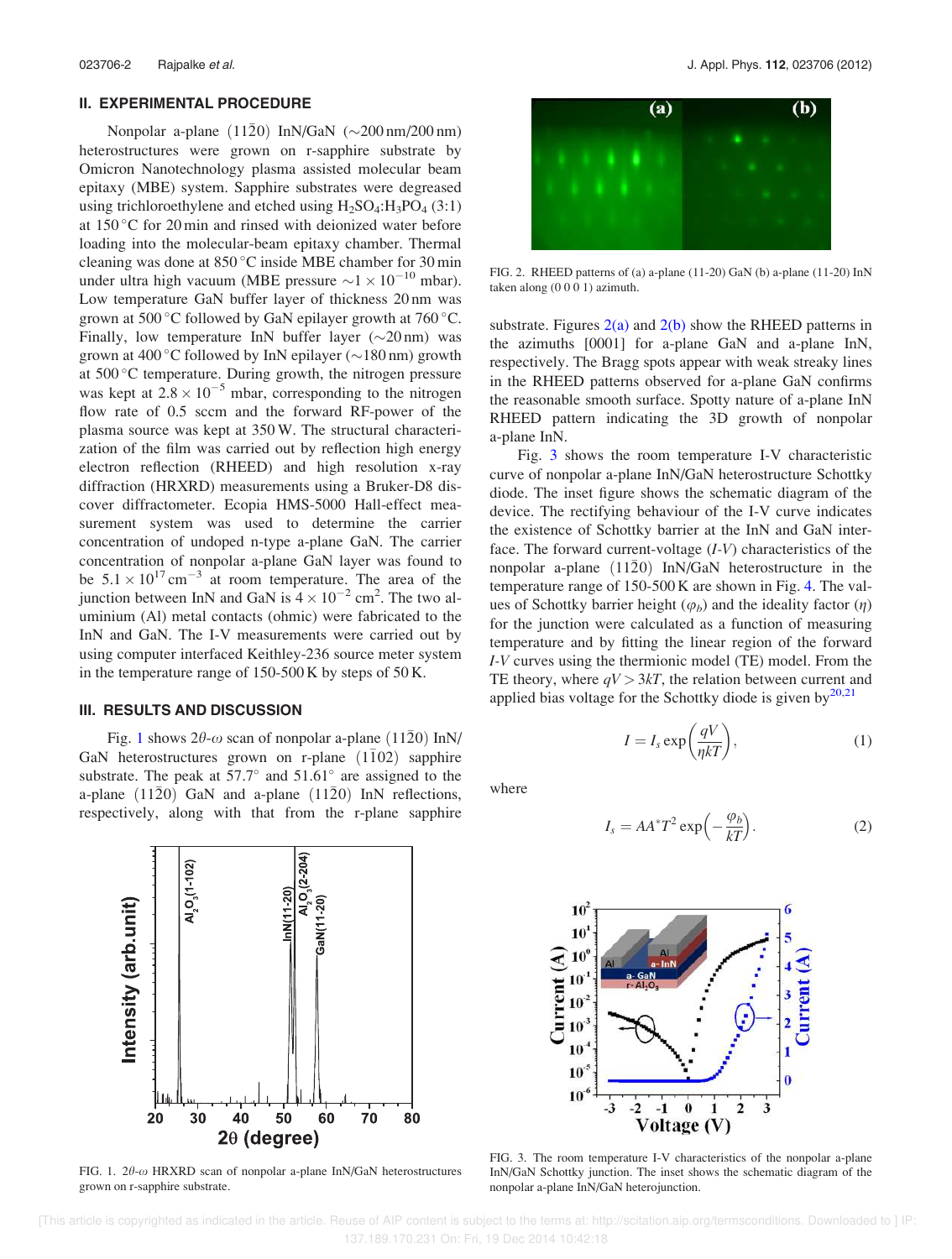## II. EXPERIMENTAL PROCEDURE

Nonpolar a-plane $(11\bar{2}0)$ InN/GaN (~200 nm/200 nm) heterostructures were grown on r-sapphire substrate by Omicron Nanotechnology plasma assisted molecular beam epitaxy (MBE) system. Sapphire substrates were degreased using trichloroethylene and etched using $H_2SO_4$:$H_3PO_4$ (3:1) at 150 °C for 20 min and rinsed with deionized water before loading into the molecular-beam epitaxy chamber. Thermal cleaning was done at 850 °C inside MBE chamber for 30 min under ultra high vacuum (MBE pressure $\sim 1 \times 10^{-10}$ mbar). Low temperature GaN buffer layer of thickness 20 nm was grown at 500 °C followed by GaN epilayer growth at 760 °C. Finally, low temperature InN buffer layer (~20 nm) was grown at 400 °C followed by InN epilayer (~180 nm) growth at 500 °C temperature. During growth, the nitrogen pressure was kept at $2.8 \times 10^{-5}$ mbar, corresponding to the nitrogen flow rate of 0.5 sccm and the forward RF-power of the plasma source was kept at 350 W. The structural characterization of the film was carried out by reflection high energy electron reflection (RHEED) and high resolution x-ray diffraction (HRXRD) measurements using a Bruker-D8 discover diffractometer. Ecopia HMS-5000 Hall-effect measurement system was used to determine the carrier concentration of undoped n-type a-plane GaN. The carrier concentration of nonpolar a-plane GaN layer was found to be $5.1 \times 10^{17}\,\text{cm}^{-3}$ at room temperature. The area of the junction between InN and GaN is $4 \times 10^{-2}\,\text{cm}^2$. The two aluminium (Al) metal contacts (ohmic) were fabricated to the InN and GaN. The I-V measurements were carried out by using computer interfaced Keithley-236 source meter system in the temperature range of 150-500 K by steps of 50 K.

## III. RESULTS AND DISCUSSION

Fig. 1 shows $2\theta$-$\omega$ scan of nonpolar a-plane $(11\bar{2}0)$ InN/GaN heterostructures grown on r-plane $(1\bar{1}02)$ sapphire substrate. The peak at 57.7° and 51.61° are assigned to the a-plane $(11\bar{2}0)$ GaN and a-plane $(11\bar{2}0)$ InN reflections, respectively, along with that from the r-plane sapphire substrate. Figures 2(a) and 2(b) show the RHEED patterns in the azimuths [0001] for a-plane GaN and a-plane InN, respectively. The Bragg spots appear with weak streaky lines in the RHEED patterns observed for a-plane GaN confirms the reasonable smooth surface. Spotty nature of a-plane InN RHEED pattern indicating the 3D growth of nonpolar a-plane InN.

FIG. 1. $2\theta$-$\omega$ HRXRD scan of nonpolar a-plane InN/GaN heterostructures grown on r-sapphire substrate.

FIG. 2. RHEED patterns of (a) a-plane (11-20) GaN (b) a-plane (11-20) InN taken along (0 0 0 1) azimuth.

Fig. 3 shows the room temperature I-V characteristic curve of nonpolar a-plane InN/GaN heterostructure Schottky diode. The inset figure shows the schematic diagram of the device. The rectifying behaviour of the I-V curve indicates the existence of Schottky barrier at the InN and GaN interface. The forward current-voltage (*I-V*) characteristics of the nonpolar a-plane $(11\bar{2}0)$ InN/GaN heterostructure in the temperature range of 150-500 K are shown in Fig. 4. The values of Schottky barrier height ($\varphi_b$) and the ideality factor ($\eta$) for the junction were calculated as a function of measuring temperature and by fitting the linear region of the forward *I-V* curves using the thermionic model (TE) model. From the TE theory, where $qV > 3kT$, the relation between current and applied bias voltage for the Schottky diode is given by[20,21]

$$I = I_s \exp\left(\frac{qV}{\eta kT}\right), \tag{1}$$

where

$$I_s = AA^* T^2 \exp\left(-\frac{\varphi_b}{kT}\right). \tag{2}$$

FIG. 3. The room temperature I-V characteristics of the nonpolar a-plane InN/GaN Schottky junction. The inset shows the schematic diagram of the nonpolar a-plane InN/GaN heterojunction.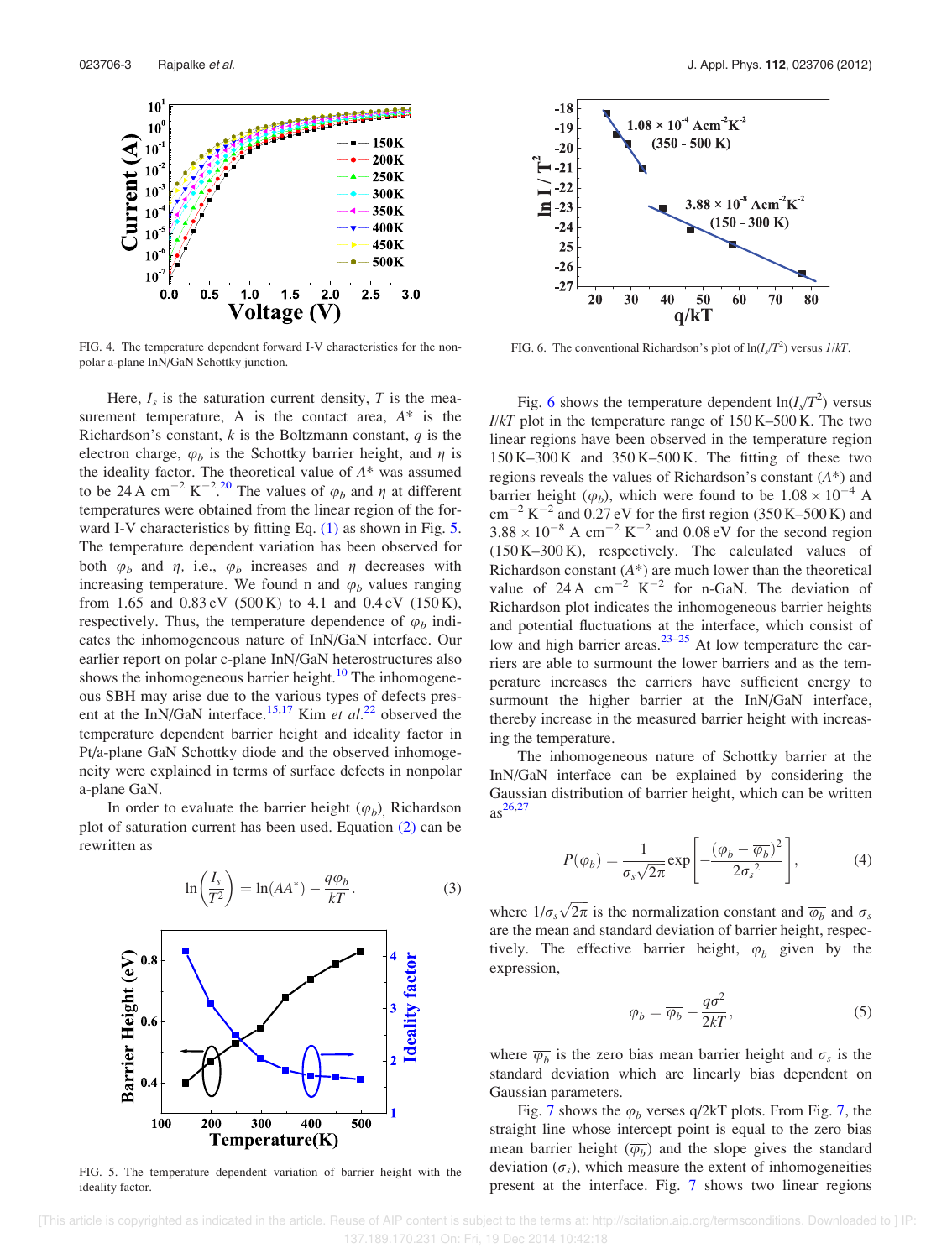Here, $I_s$ is the saturation current density, $T$ is the measurement temperature, A is the contact area, $A^*$ is the Richardson's constant, $k$ is the Boltzmann constant, $q$ is the electron charge, $\varphi_b$ is the Schottky barrier height, and $\eta$ is the ideality factor. The theoretical value of $A^*$ was assumed to be 24 A cm$^{-2}$ K$^{-2}$.[20] The values of $\varphi_b$ and $\eta$ at different temperatures were obtained from the linear region of the forward I-V characteristics by fitting Eq. (1) as shown in Fig. 5. The temperature dependent variation has been observed for both $\varphi_b$ and $\eta$, i.e., $\varphi_b$ increases and $\eta$ decreases with increasing temperature. We found n and $\varphi_b$ values ranging from 1.65 and 0.83 eV (500 K) to 4.1 and 0.4 eV (150 K), respectively. Thus, the temperature dependence of $\varphi_b$ indicates the inhomogeneous nature of InN/GaN interface. Our earlier report on polar c-plane InN/GaN heterostructures also shows the inhomogeneous barrier height.[10] The inhomogeneous SBH may arise due to the various types of defects present at the InN/GaN interface.[15,17] Kim *et al.*[22] observed the temperature dependent barrier height and ideality factor in Pt/a-plane GaN Schottky diode and the observed inhomogeneity were explained in terms of surface defects in nonpolar a-plane GaN.

In order to evaluate the barrier height ($\varphi_b$), Richardson plot of saturation current has been used. Equation (2) can be rewritten as

$$\ln\left(\frac{I_s}{T^2}\right) = \ln(AA^*) - \frac{q\varphi_b}{kT}. \tag{3}$$

FIG. 4. The temperature dependent forward I-V characteristics for the nonpolar a-plane InN/GaN Schottky junction.

FIG. 5. The temperature dependent variation of barrier height with the ideality factor.

FIG. 6. The conventional Richardson's plot of $\ln(I_s/T^2)$ versus $1/kT$.

Fig. 6 shows the temperature dependent $\ln(I_s/T^2)$ versus $I/kT$ plot in the temperature range of 150 K–500 K. The two linear regions have been observed in the temperature region 150 K–300 K and 350 K–500 K. The fitting of these two regions reveals the values of Richardson's constant ($A^*$) and barrier height ($\varphi_b$), which were found to be $1.08 \times 10^{-4}$ A cm$^{-2}$ K$^{-2}$ and 0.27 eV for the first region (350 K–500 K) and $3.88 \times 10^{-8}$ A cm$^{-2}$ K$^{-2}$ and 0.08 eV for the second region (150 K–300 K), respectively. The calculated values of Richardson constant ($A^*$) are much lower than the theoretical value of 24 A cm$^{-2}$ K$^{-2}$ for n-GaN. The deviation of Richardson plot indicates the inhomogeneous barrier heights and potential fluctuations at the interface, which consist of low and high barrier areas.[23–25] At low temperature the carriers are able to surmount the lower barriers and as the temperature increases the carriers have sufficient energy to surmount the higher barrier at the InN/GaN interface, thereby increase in the measured barrier height with increasing the temperature.

The inhomogeneous nature of Schottky barrier at the InN/GaN interface can be explained by considering the Gaussian distribution of barrier height, which can be written as[26,27]

$$P(\varphi_b) = \frac{1}{\sigma_s\sqrt{2\pi}} \exp\left[-\frac{(\varphi_b - \overline{\varphi_b})^2}{2\sigma_s{}^2}\right], \tag{4}$$

where $1/\sigma_s\sqrt{2\pi}$ is the normalization constant and $\overline{\varphi_b}$ and $\sigma_s$ are the mean and standard deviation of barrier height, respectively. The effective barrier height, $\varphi_b$ given by the expression,

$$\varphi_b = \overline{\varphi_b} - \frac{q\sigma^2}{2kT}, \tag{5}$$

where $\overline{\varphi_b}$ is the zero bias mean barrier height and $\sigma_s$ is the standard deviation which are linearly bias dependent on Gaussian parameters.

Fig. 7 shows the $\varphi_b$ verses q/2kT plots. From Fig. 7, the straight line whose intercept point is equal to the zero bias mean barrier height ($\overline{\varphi_b}$) and the slope gives the standard deviation ($\sigma_s$), which measure the extent of inhomogeneities present at the interface. Fig. 7 shows two linear regions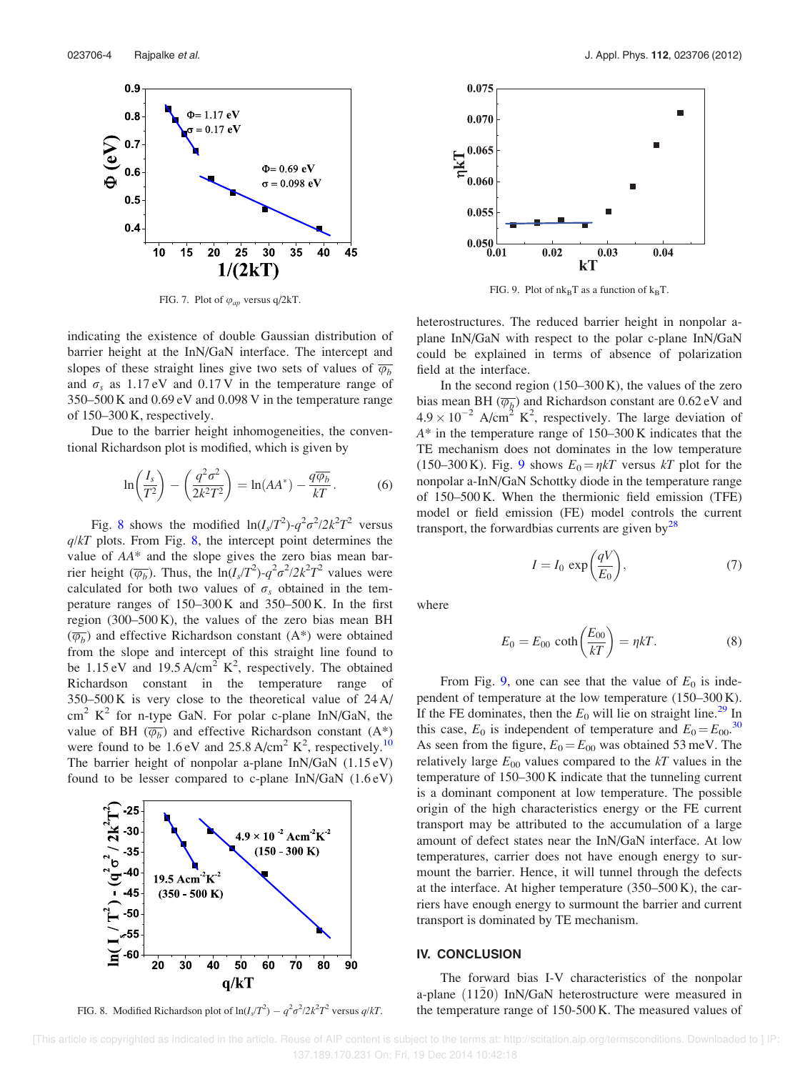FIG. 7. Plot of $\varphi_{ap}$ versus q/2kT.

indicating the existence of double Gaussian distribution of barrier height at the InN/GaN interface. The intercept and slopes of these straight lines give two sets of values of $\overline{\varphi_b}$ and $\sigma_s$ as 1.17 eV and 0.17 V in the temperature range of 350–500 K and 0.69 eV and 0.098 V in the temperature range of 150–300 K, respectively.

Due to the barrier height inhomogeneities, the conventional Richardson plot is modified, which is given by

$$\ln\left(\frac{I_s}{T^2}\right) - \left(\frac{q^2\sigma^2}{2k^2T^2}\right) = \ln(AA^*) - \frac{q\overline{\varphi_b}}{kT}. \quad (6)$$

Fig. 8 shows the modified $\ln(I_s/T^2)$-$q^2\sigma^2/2k^2T^2$ versus $q/kT$ plots. From Fig. 8, the intercept point determines the value of $AA^*$ and the slope gives the zero bias mean barrier height ($\overline{\varphi_b}$). Thus, the $\ln(I_s/T^2)$-$q^2\sigma^2/2k^2T^2$ values were calculated for both two values of $\sigma_s$ obtained in the temperature ranges of 150–300 K and 350–500 K. In the first region (300–500 K), the values of the zero bias mean BH ($\overline{\varphi_b}$) and effective Richardson constant (A*) were obtained from the slope and intercept of this straight line found to be 1.15 eV and 19.5 A/cm$^2$ K$^2$, respectively. The obtained Richardson constant in the temperature range of 350–500 K is very close to the theoretical value of 24 A/cm$^2$ K$^2$ for n-type GaN. For polar c-plane InN/GaN, the value of BH ($\overline{\varphi_b}$) and effective Richardson constant (A*) were found to be 1.6 eV and 25.8 A/cm$^2$ K$^2$, respectively.[10] The barrier height of nonpolar a-plane InN/GaN (1.15 eV) found to be lesser compared to c-plane InN/GaN (1.6 eV) heterostructures. The reduced barrier height in nonpolar a-plane InN/GaN with respect to the polar c-plane InN/GaN could be explained in terms of absence of polarization field at the interface.

FIG. 8. Modified Richardson plot of $\ln(I_s/T^2) - q^2\sigma^2/2k^2T^2$ versus $q/kT$.

FIG. 9. Plot of $nk_BT$ as a function of $k_BT$.

In the second region (150–300 K), the values of the zero bias mean BH ($\overline{\varphi_b}$) and Richardson constant are 0.62 eV and $4.9 \times 10^{-2}$ A/cm$^2$ K$^2$, respectively. The large deviation of $A^*$ in the temperature range of 150–300 K indicates that the TE mechanism does not dominates in the low temperature (150–300 K). Fig. 9 shows $E_0 = \eta kT$ versus $kT$ plot for the nonpolar a-InN/GaN Schottky diode in the temperature range of 150–500 K. When the thermionic field emission (TFE) model or field emission (FE) model controls the current transport, the forwardbias currents are given by[28]

$$I = I_0 \exp\left(\frac{qV}{E_0}\right), \quad (7)$$

where

$$E_0 = E_{00} \coth\left(\frac{E_{00}}{kT}\right) = \eta kT. \quad (8)$$

From Fig. 9, one can see that the value of $E_0$ is independent of temperature at the low temperature (150–300 K). If the FE dominates, then the $E_0$ will lie on straight line.[29] In this case, $E_0$ is independent of temperature and $E_0 = E_{00}$.[30] As seen from the figure, $E_0 = E_{00}$ was obtained 53 meV. The relatively large $E_{00}$ values compared to the $kT$ values in the temperature of 150–300 K indicate that the tunneling current is a dominant component at low temperature. The possible origin of the high characteristics energy or the FE current transport may be attributed to the accumulation of a large amount of defect states near the InN/GaN interface. At low temperatures, carrier does not have enough energy to surmount the barrier. Hence, it will tunnel through the defects at the interface. At higher temperature (350–500 K), the carriers have enough energy to surmount the barrier and current transport is dominated by TE mechanism.

## IV. CONCLUSION

The forward bias I-V characteristics of the nonpolar a-plane $(11\bar{2}0)$ InN/GaN heterostructure were measured in the temperature range of 150-500 K. The measured values of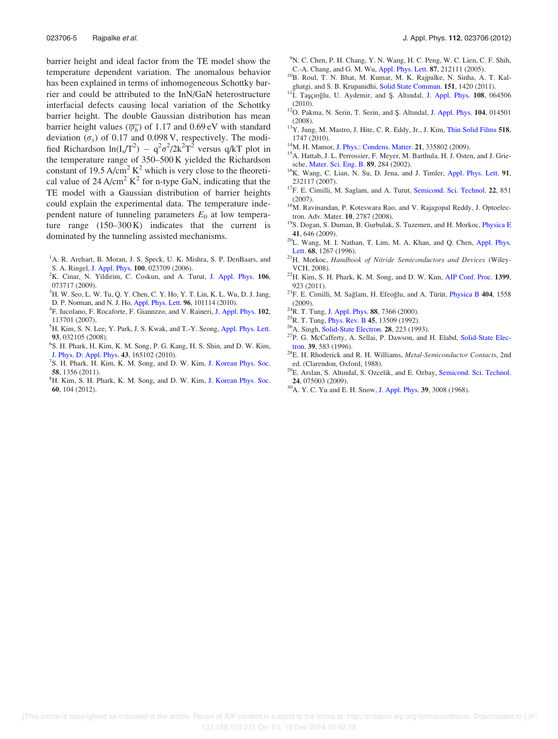barrier height and ideal factor from the TE model show the temperature dependent variation. The anomalous behavior has been explained in terms of inhomogeneous Schottky barrier and could be attributed to the InN/GaN heterostructure interfacial defects causing local variation of the Schottky barrier height. The double Gaussian distribution has mean barrier height values ($\overline{\varphi_b}$) of 1.17 and 0.69 eV with standard deviation ($\sigma_s$) of 0.17 and 0.098 V, respectively. The modified Richardson $\ln(I_s/T^2) - q^2\sigma^2/2k^2T^2$ versus q/kT plot in the temperature range of 350–500 K yielded the Richardson constant of 19.5 A/cm$^2$ K$^2$ which is very close to the theoretical value of 24 A/cm$^2$ K$^2$ for n-type GaN, indicating that the TE model with a Gaussian distribution of barrier heights could explain the experimental data. The temperature independent nature of tunneling parameters $E_0$ at low temperature range (150–300 K) indicates that the current is dominated by the tunneling assisted mechanisms.

[1] A. R. Arehart, B. Moran, J. S. Speck, U. K. Mishra, S. P. DenBaars, and S. A. Ringel, J. Appl. Phys. **100**, 023709 (2006).
[2] K. Cinar, N. Yildirim, C. Coskun, and A. Turut, J. Appl. Phys. **106**, 073717 (2009).
[3] H. W. Seo, L. W. Tu, Q. Y. Chen, C. Y. Ho, Y. T. Lin, K. L. Wu, D. J. Jang, D. P. Norman, and N. J. Ho, Appl. Phys. Lett. **96**, 101114 (2010).
[4] F. Iucolano, F. Rocaforte, F. Giannzzo, and V. Raineri, J. Appl. Phys. **102**, 113701 (2007).
[5] H. Kim, S. N. Lee, Y. Park, J. S. Kwak, and T.-Y. Seong, Appl. Phys. Lett. **93**, 032105 (2008).
[6] S. H. Phark, H. Kim, K. M. Song, P. G. Kang, H. S. Shin, and D. W. Kim, J. Phys. D: Appl. Phys. **43**, 165102 (2010).
[7] S. H. Phark, H. Kim, K. M. Song, and D. W. Kim, J. Korean Phys. Soc. **58**, 1356 (2011).
[8] H. Kim, S. H. Phark, K. M. Song, and D. W. Kim, J. Korean Phys. Soc. **60**, 104 (2012).
[9] N. C. Chen, P. H. Chang, Y. N. Wang, H. C. Peng, W. C. Lien, C. F. Shih, C.-A. Chang, and G. M. Wu, Appl. Phys. Lett. **87**, 212111 (2005).
[10] B. Roul, T. N. Bhat, M. Kumar, M. K. Rajpalke, N. Sinha, A. T. Kalghatgi, and S. B. Krupanidhi, Solid State Commun. **151**, 1420 (2011).
[11] İ. Taşçıoğlu, U. Aydemir, and Ş. Altındal, J. Appl. Phys. **108**, 064506 (2010).
[12] O. Pakma, N. Serin, T. Serin, and Ş. Altındal, J. Appl. Phys. **104**, 014501 (2008).
[13] Y. Jung, M. Mastro, J. Hite, C. R. Eddy, Jr., J. Kim, Thin Solid Films **518**, 1747 (2010).
[14] M. H. Mamor, J. Phys.: Condens. Matter. **21**, 335802 (2009).
[15] A. Hattab, J. L. Perrossier, F. Meyer, M. Barthula, H. J. Osten, and J. Griesche, Mater. Sci. Eng. B. **89**, 284 (2002).
[16] K. Wang, C. Lian, N. Su, D. Jena, and J. Timler, Appl. Phys. Lett. **91**, 232117 (2007).
[17] F. E. Cimilli, M. Saglam, and A. Turut, Semicond. Sci. Technol. **22**, 851 (2007).
[18] M. Ravinandan, P. Koteswara Rao, and V. Rajagopal Reddy, J. Optoelectron. Adv. Mater. **10**, 2787 (2008).
[19] S. Dogan, S. Duman, B. Gurbulak, S. Tuzemen, and H. Morkoc, Physica E **41**, 646 (2009).
[20] L. Wang, M. I. Nathan, T. Lim, M. A. Khan, and Q. Chen, Appl. Phys. Lett. **68**, 1267 (1996).
[21] H. Morkoc, *Handbook of Nitride Semiconductors and Devices* (Wiley-VCH, 2008).
[22] H. Kim, S. H. Phark, K. M. Song, and D. W. Kim, AIP Conf. Proc. **1399**, 923 (2011).
[23] F. E. Cimilli, M. Sağlam, H. Efeoğlu, and A. Türüt, Physica B **404**, 1558 (2009).
[24] R. T. Tung, J. Appl. Phys. **88**, 7366 (2000).
[25] R. T. Tung, Phys. Rev. B **45**, 13509 (1992).
[26] A. Singh, Solid-State Electron. **28**, 223 (1993).
[27] P. G. McCafferty, A. Sellai, P. Dawson, and H. Elabd, Solid-State Electron. **39**, 583 (1996).
[28] E. H. Rhoderick and R. H. Williams, *Metal-Semiconductor Contacts*, 2nd ed. (Clarendon, Oxford, 1988).
[29] E. Arslan, S. Altındal, S. Ozcelik, and E. Ozbay, Semicond. Sci. Technol. **24**, 075003 (2009).
[30] A. Y. C. Yu and E. H. Snow, J. Appl. Phys. **39**, 3008 (1968).